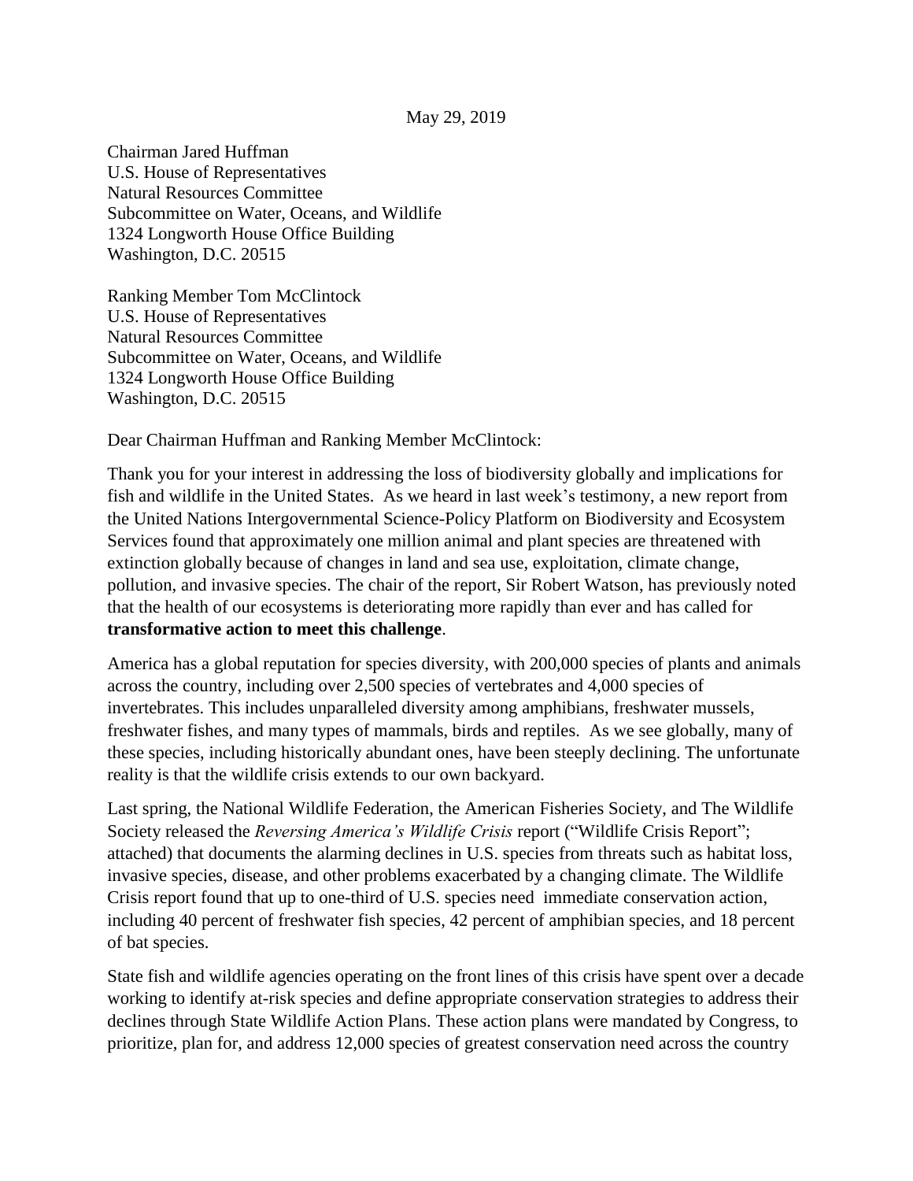May 29, 2019

Chairman Jared Huffman
U.S. House of Representatives
Natural Resources Committee
Subcommittee on Water, Oceans, and Wildlife
1324 Longworth House Office Building
Washington, D.C. 20515

Ranking Member Tom McClintock
U.S. House of Representatives
Natural Resources Committee
Subcommittee on Water, Oceans, and Wildlife
1324 Longworth House Office Building
Washington, D.C. 20515

Dear Chairman Huffman and Ranking Member McClintock:

Thank you for your interest in addressing the loss of biodiversity globally and implications for fish and wildlife in the United States. As we heard in last week's testimony, a new report from the United Nations Intergovernmental Science-Policy Platform on Biodiversity and Ecosystem Services found that approximately one million animal and plant species are threatened with extinction globally because of changes in land and sea use, exploitation, climate change, pollution, and invasive species. The chair of the report, Sir Robert Watson, has previously noted that the health of our ecosystems is deteriorating more rapidly than ever and has called for **transformative action to meet this challenge**.

America has a global reputation for species diversity, with 200,000 species of plants and animals across the country, including over 2,500 species of vertebrates and 4,000 species of invertebrates. This includes unparalleled diversity among amphibians, freshwater mussels, freshwater fishes, and many types of mammals, birds and reptiles. As we see globally, many of these species, including historically abundant ones, have been steeply declining. The unfortunate reality is that the wildlife crisis extends to our own backyard.

Last spring, the National Wildlife Federation, the American Fisheries Society, and The Wildlife Society released the *Reversing America's Wildlife Crisis* report ("Wildlife Crisis Report"; attached) that documents the alarming declines in U.S. species from threats such as habitat loss, invasive species, disease, and other problems exacerbated by a changing climate. The Wildlife Crisis report found that up to one-third of U.S. species need immediate conservation action, including 40 percent of freshwater fish species, 42 percent of amphibian species, and 18 percent of bat species.

State fish and wildlife agencies operating on the front lines of this crisis have spent over a decade working to identify at-risk species and define appropriate conservation strategies to address their declines through State Wildlife Action Plans. These action plans were mandated by Congress, to prioritize, plan for, and address 12,000 species of greatest conservation need across the country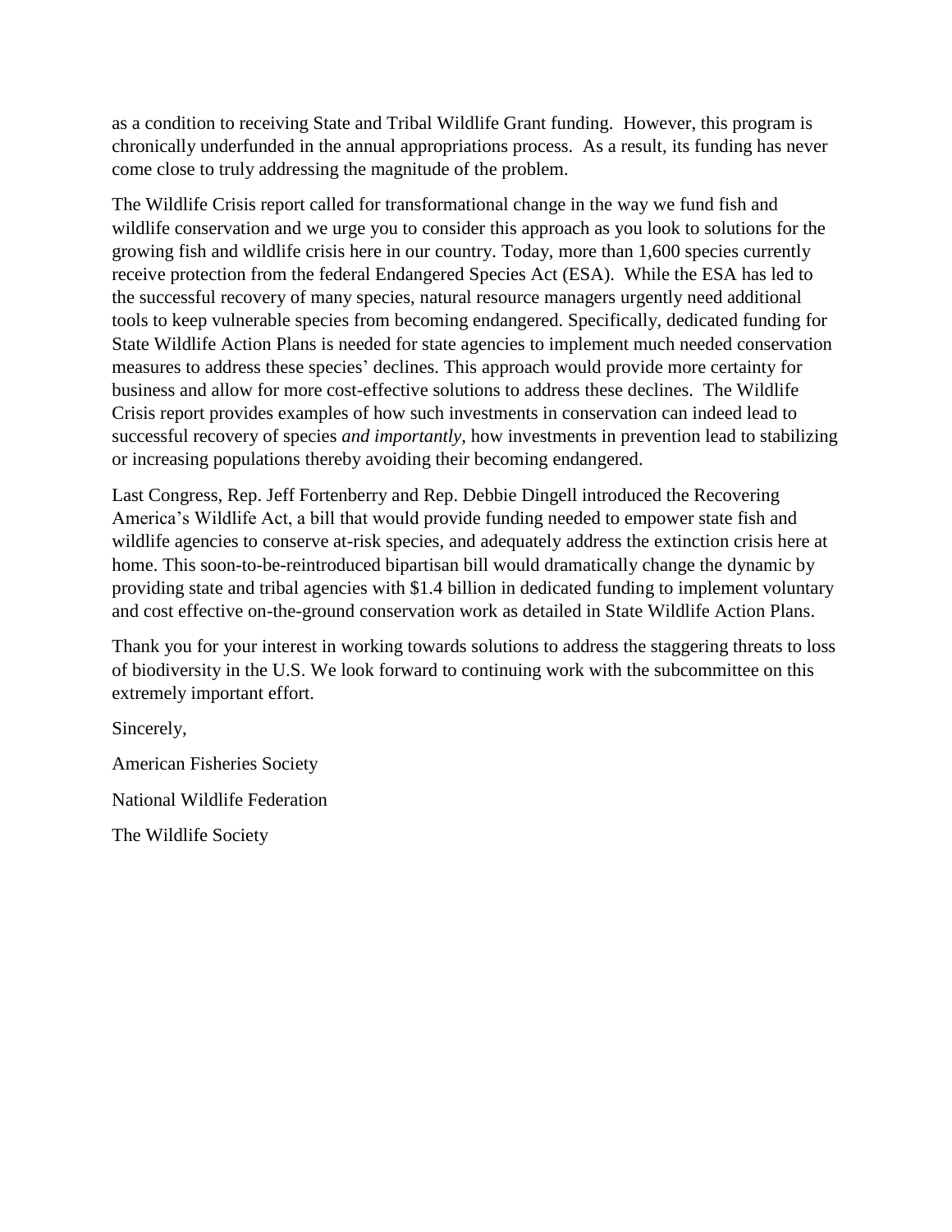as a condition to receiving State and Tribal Wildlife Grant funding. However, this program is chronically underfunded in the annual appropriations process. As a result, its funding has never come close to truly addressing the magnitude of the problem.

The Wildlife Crisis report called for transformational change in the way we fund fish and wildlife conservation and we urge you to consider this approach as you look to solutions for the growing fish and wildlife crisis here in our country. Today, more than 1,600 species currently receive protection from the federal Endangered Species Act (ESA). While the ESA has led to the successful recovery of many species, natural resource managers urgently need additional tools to keep vulnerable species from becoming endangered. Specifically, dedicated funding for State Wildlife Action Plans is needed for state agencies to implement much needed conservation measures to address these species' declines. This approach would provide more certainty for business and allow for more cost-effective solutions to address these declines. The Wildlife Crisis report provides examples of how such investments in conservation can indeed lead to successful recovery of species *and importantly,* how investments in prevention lead to stabilizing or increasing populations thereby avoiding their becoming endangered.

Last Congress, Rep. Jeff Fortenberry and Rep. Debbie Dingell introduced the Recovering America's Wildlife Act, a bill that would provide funding needed to empower state fish and wildlife agencies to conserve at-risk species, and adequately address the extinction crisis here at home. This soon-to-be-reintroduced bipartisan bill would dramatically change the dynamic by providing state and tribal agencies with $1.4 billion in dedicated funding to implement voluntary and cost effective on-the-ground conservation work as detailed in State Wildlife Action Plans.

Thank you for your interest in working towards solutions to address the staggering threats to loss of biodiversity in the U.S. We look forward to continuing work with the subcommittee on this extremely important effort.

Sincerely,

American Fisheries Society

National Wildlife Federation

The Wildlife Society